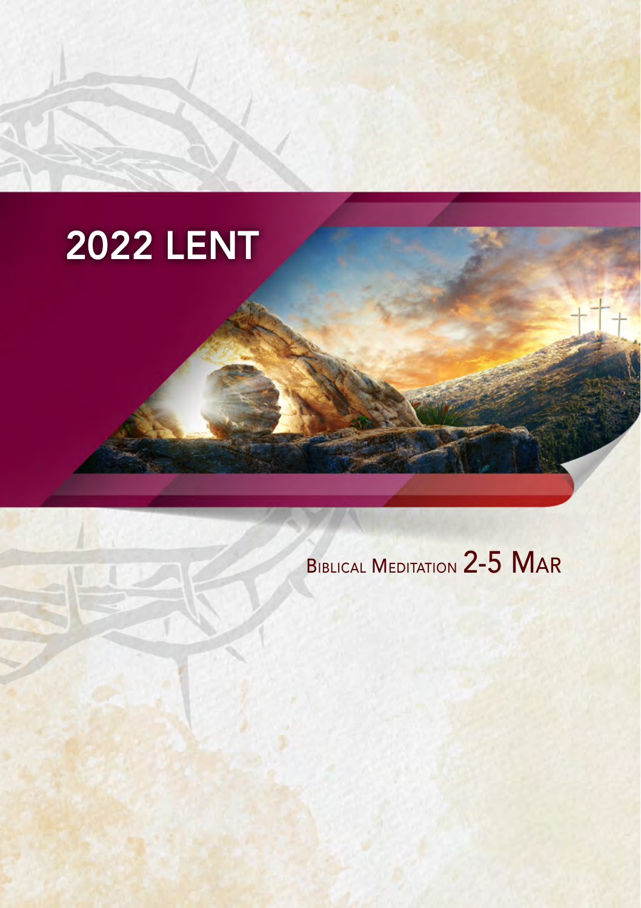# 2022 LENT

## Biblical Meditation 2-5 Mar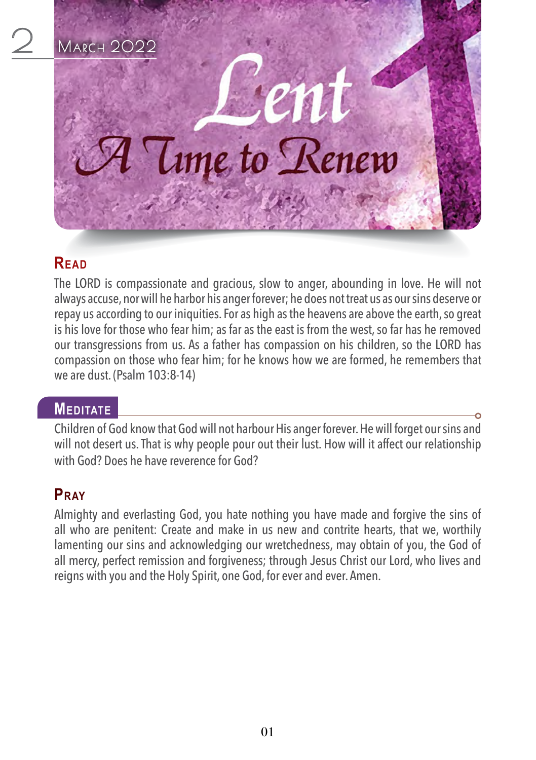2 March 2022

# Lent

## A Time to Renew

## Read

The LORD is compassionate and gracious, slow to anger, abounding in love. He will not always accuse, nor will he harbor his anger forever; he does not treat us as our sins deserve or repay us according to our iniquities. For as high as the heavens are above the earth, so great is his love for those who fear him; as far as the east is from the west, so far has he removed our transgressions from us. As a father has compassion on his children, so the LORD has compassion on those who fear him; for he knows how we are formed, he remembers that we are dust. (Psalm 103:8-14)

## Meditate

Children of God know that God will not harbour His anger forever. He will forget our sins and will not desert us. That is why people pour out their lust. How will it affect our relationship with God? Does he have reverence for God?

## Pray

Almighty and everlasting God, you hate nothing you have made and forgive the sins of all who are penitent: Create and make in us new and contrite hearts, that we, worthily lamenting our sins and acknowledging our wretchedness, may obtain of you, the God of all mercy, perfect remission and forgiveness; through Jesus Christ our Lord, who lives and reigns with you and the Holy Spirit, one God, for ever and ever. Amen.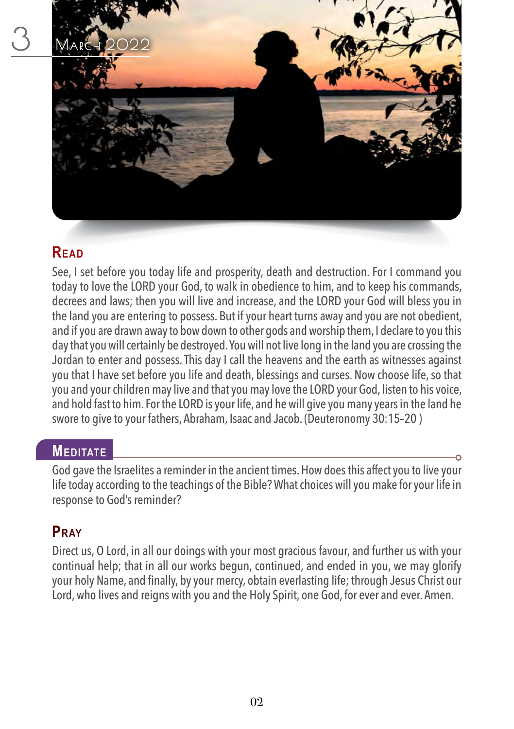# 3 March 2022

## Read

See, I set before you today life and prosperity, death and destruction. For I command you today to love the LORD your God, to walk in obedience to him, and to keep his commands, decrees and laws; then you will live and increase, and the LORD your God will bless you in the land you are entering to possess. But if your heart turns away and you are not obedient, and if you are drawn away to bow down to other gods and worship them, I declare to you this day that you will certainly be destroyed. You will not live long in the land you are crossing the Jordan to enter and possess. This day I call the heavens and the earth as witnesses against you that I have set before you life and death, blessings and curses. Now choose life, so that you and your children may live and that you may love the LORD your God, listen to his voice, and hold fast to him. For the LORD is your life, and he will give you many years in the land he swore to give to your fathers, Abraham, Isaac and Jacob. (Deuteronomy 30:15–20 )

## Meditate

God gave the Israelites a reminder in the ancient times. How does this affect you to live your life today according to the teachings of the Bible? What choices will you make for your life in response to God's reminder?

## Pray

Direct us, O Lord, in all our doings with your most gracious favour, and further us with your continual help; that in all our works begun, continued, and ended in you, we may glorify your holy Name, and finally, by your mercy, obtain everlasting life; through Jesus Christ our Lord, who lives and reigns with you and the Holy Spirit, one God, for ever and ever. Amen.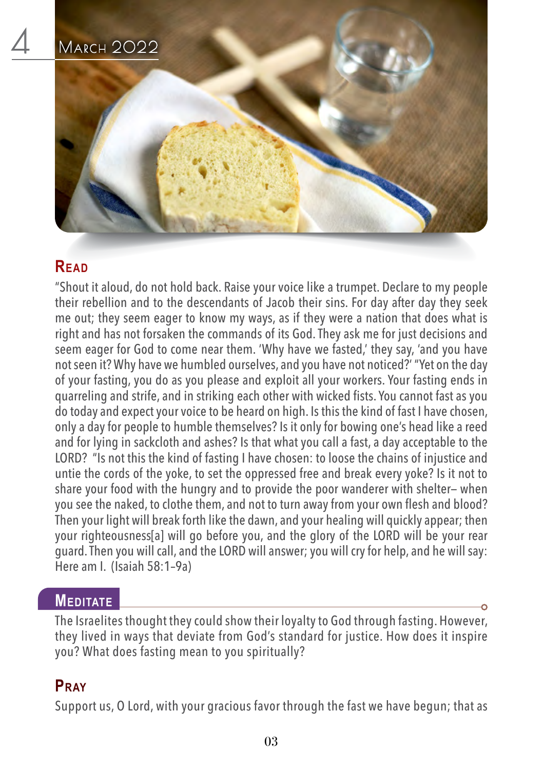# 4 March 2022

## Read

"Shout it aloud, do not hold back. Raise your voice like a trumpet. Declare to my people their rebellion and to the descendants of Jacob their sins. For day after day they seek me out; they seem eager to know my ways, as if they were a nation that does what is right and has not forsaken the commands of its God. They ask me for just decisions and seem eager for God to come near them. 'Why have we fasted,' they say, 'and you have not seen it? Why have we humbled ourselves, and you have not noticed?' "Yet on the day of your fasting, you do as you please and exploit all your workers. Your fasting ends in quarreling and strife, and in striking each other with wicked fists. You cannot fast as you do today and expect your voice to be heard on high. Is this the kind of fast I have chosen, only a day for people to humble themselves? Is it only for bowing one's head like a reed and for lying in sackcloth and ashes? Is that what you call a fast, a day acceptable to the LORD? "Is not this the kind of fasting I have chosen: to loose the chains of injustice and untie the cords of the yoke, to set the oppressed free and break every yoke? Is it not to share your food with the hungry and to provide the poor wanderer with shelter– when you see the naked, to clothe them, and not to turn away from your own flesh and blood? Then your light will break forth like the dawn, and your healing will quickly appear; then your righteousness[a] will go before you, and the glory of the LORD will be your rear guard. Then you will call, and the LORD will answer; you will cry for help, and he will say: Here am I. (Isaiah 58:1–9a)

## Meditate

The Israelites thought they could show their loyalty to God through fasting. However, they lived in ways that deviate from God's standard for justice. How does it inspire you? What does fasting mean to you spiritually?

## Pray

Support us, O Lord, with your gracious favor through the fast we have begun; that as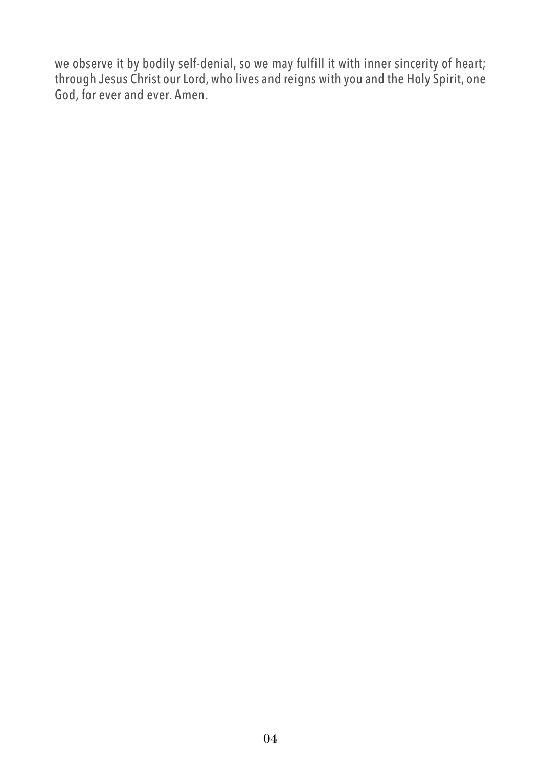we observe it by bodily self-denial, so we may fulfill it with inner sincerity of heart; through Jesus Christ our Lord, who lives and reigns with you and the Holy Spirit, one God, for ever and ever. Amen.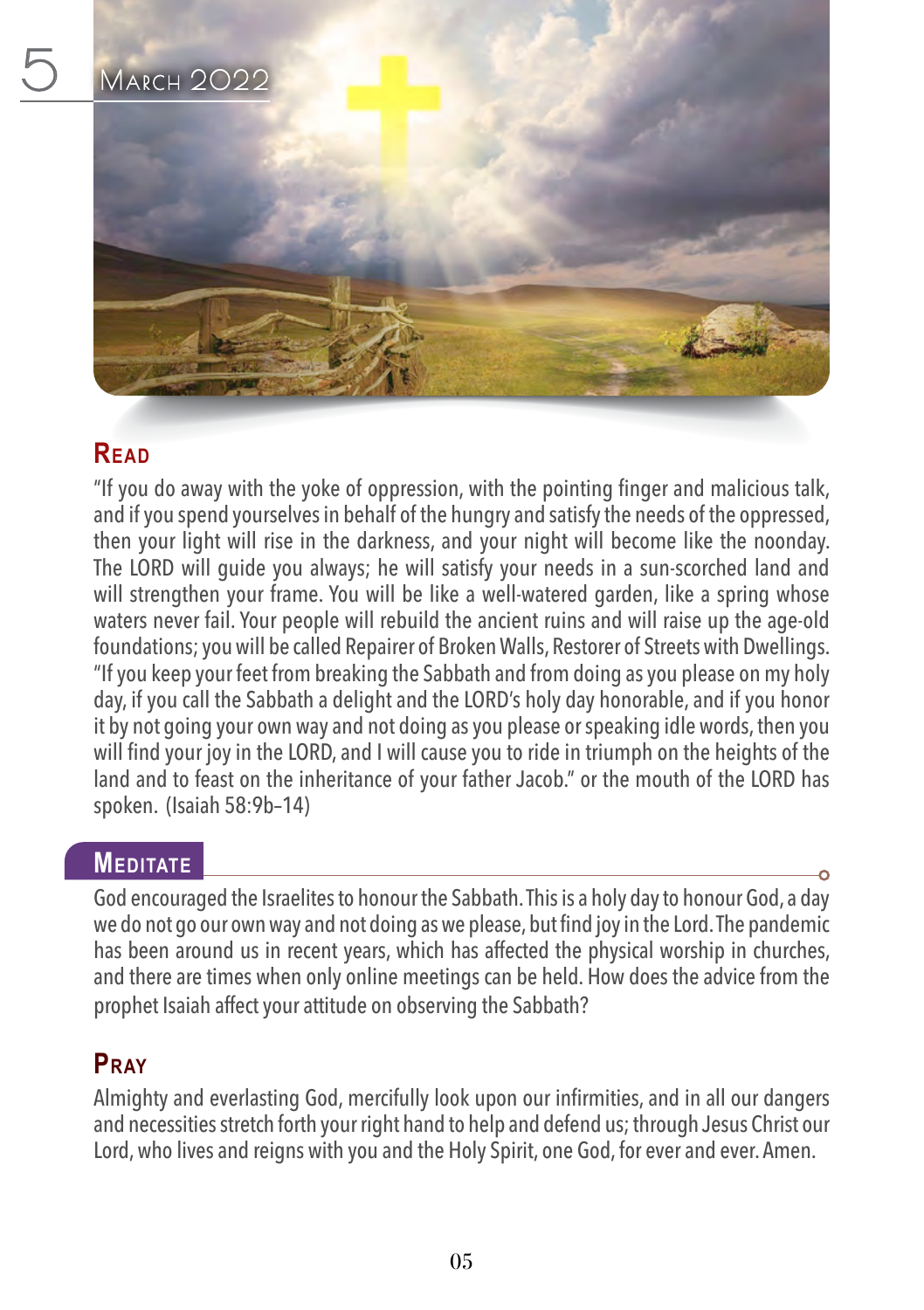5 March 2022

## Read

"If you do away with the yoke of oppression, with the pointing finger and malicious talk, and if you spend yourselves in behalf of the hungry and satisfy the needs of the oppressed, then your light will rise in the darkness, and your night will become like the noonday. The LORD will guide you always; he will satisfy your needs in a sun-scorched land and will strengthen your frame. You will be like a well-watered garden, like a spring whose waters never fail. Your people will rebuild the ancient ruins and will raise up the age-old foundations; you will be called Repairer of Broken Walls, Restorer of Streets with Dwellings. "If you keep your feet from breaking the Sabbath and from doing as you please on my holy day, if you call the Sabbath a delight and the LORD's holy day honorable, and if you honor it by not going your own way and not doing as you please or speaking idle words, then you will find your joy in the LORD, and I will cause you to ride in triumph on the heights of the land and to feast on the inheritance of your father Jacob." or the mouth of the LORD has spoken. (Isaiah 58:9b–14)

## Meditate

God encouraged the Israelites to honour the Sabbath. This is a holy day to honour God, a day we do not go our own way and not doing as we please, but find joy in the Lord. The pandemic has been around us in recent years, which has affected the physical worship in churches, and there are times when only online meetings can be held. How does the advice from the prophet Isaiah affect your attitude on observing the Sabbath?

## Pray

Almighty and everlasting God, mercifully look upon our infirmities, and in all our dangers and necessities stretch forth your right hand to help and defend us; through Jesus Christ our Lord, who lives and reigns with you and the Holy Spirit, one God, for ever and ever. Amen.